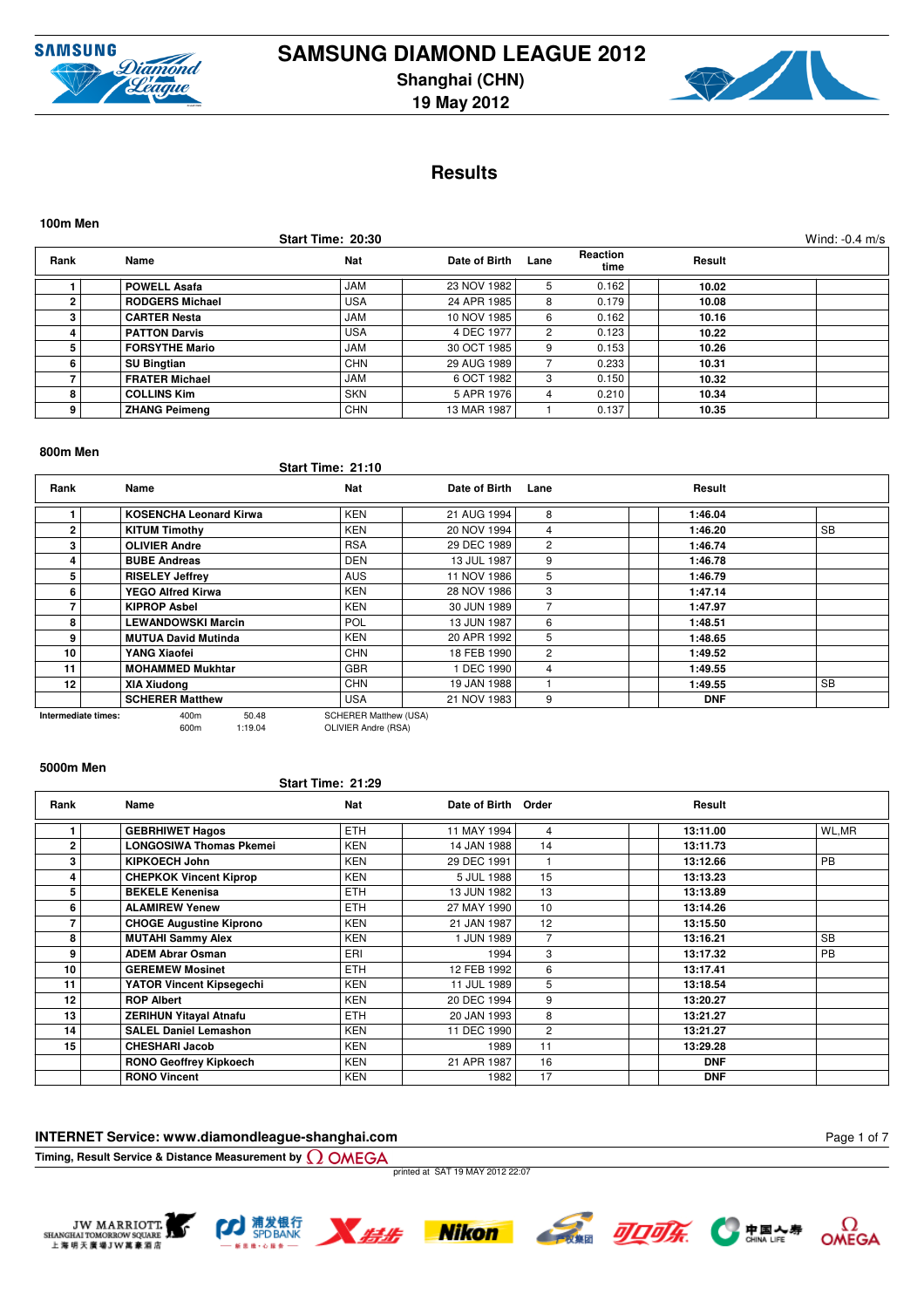# SAMSUNG DIAMOND LEAGUE 2012

**Shanghai (CHN)**

**19 May 2012**

## Results

### 100m Men

Start Time: 20:30 — Wind: -0.4 m/s

| Rank | Name | Nat | Date of Birth | Lane | Reaction time | Result | |
|---|---|---|---|---|---|---|---|
| 1 | POWELL Asafa | JAM | 23 NOV 1982 | 5 | 0.162 | 10.02 | |
| 2 | RODGERS Michael | USA | 24 APR 1985 | 8 | 0.179 | 10.08 | |
| 3 | CARTER Nesta | JAM | 10 NOV 1985 | 6 | 0.162 | 10.16 | |
| 4 | PATTON Darvis | USA | 4 DEC 1977 | 2 | 0.123 | 10.22 | |
| 5 | FORSYTHE Mario | JAM | 30 OCT 1985 | 9 | 0.153 | 10.26 | |
| 6 | SU Bingtian | CHN | 29 AUG 1989 | 7 | 0.233 | 10.31 | |
| 7 | FRATER Michael | JAM | 6 OCT 1982 | 3 | 0.150 | 10.32 | |
| 8 | COLLINS Kim | SKN | 5 APR 1976 | 4 | 0.210 | 10.34 | |
| 9 | ZHANG Peimeng | CHN | 13 MAR 1987 | 1 | 0.137 | 10.35 | |

### 800m Men

Start Time: 21:10

| Rank | Name | Nat | Date of Birth | Lane | Result | |
|---|---|---|---|---|---|---|
| 1 | KOSENCHA Leonard Kirwa | KEN | 21 AUG 1994 | 8 | 1:46.04 | |
| 2 | KITUM Timothy | KEN | 20 NOV 1994 | 4 | 1:46.20 | SB |
| 3 | OLIVIER Andre | RSA | 29 DEC 1989 | 2 | 1:46.74 | |
| 4 | BUBE Andreas | DEN | 13 JUL 1987 | 9 | 1:46.78 | |
| 5 | RISELEY Jeffrey | AUS | 11 NOV 1986 | 5 | 1:46.79 | |
| 6 | YEGO Alfred Kirwa | KEN | 28 NOV 1986 | 3 | 1:47.14 | |
| 7 | KIPROP Asbel | KEN | 30 JUN 1989 | 7 | 1:47.97 | |
| 8 | LEWANDOWSKI Marcin | POL | 13 JUN 1987 | 6 | 1:48.51 | |
| 9 | MUTUA David Mutinda | KEN | 20 APR 1992 | 5 | 1:48.65 | |
| 10 | YANG Xiaofei | CHN | 18 FEB 1990 | 2 | 1:49.52 | |
| 11 | MOHAMMED Mukhtar | GBR | 1 DEC 1990 | 4 | 1:49.55 | |
| 12 | XIA Xiudong | CHN | 19 JAN 1988 | 1 | 1:49.55 | SB |
| | SCHERER Matthew | USA | 21 NOV 1983 | 9 | DNF | |

Intermediate times:

| Distance | Time | Leader |
|---|---|---|
| 400m | 50.48 | SCHERER Matthew (USA) |
| 600m | 1:19.04 | OLIVIER Andre (RSA) |

### 5000m Men

Start Time: 21:29

| Rank | Name | Nat | Date of Birth | Order | Result | |
|---|---|---|---|---|---|---|
| 1 | GEBRHIWET Hagos | ETH | 11 MAY 1994 | 4 | 13:11.00 | WL,MR |
| 2 | LONGOSIWA Thomas Pkemei | KEN | 14 JAN 1988 | 14 | 13:11.73 | |
| 3 | KIPKOECH John | KEN | 29 DEC 1991 | 1 | 13:12.66 | PB |
| 4 | CHEPKOK Vincent Kiprop | KEN | 5 JUL 1988 | 15 | 13:13.23 | |
| 5 | BEKELE Kenenisa | ETH | 13 JUN 1982 | 13 | 13:13.89 | |
| 6 | ALAMIREW Yenew | ETH | 27 MAY 1990 | 10 | 13:14.26 | |
| 7 | CHOGE Augustine Kiprono | KEN | 21 JAN 1987 | 12 | 13:15.50 | |
| 8 | MUTAHI Sammy Alex | KEN | 1 JUN 1989 | 7 | 13:16.21 | SB |
| 9 | ADEM Abrar Osman | ERI | 1994 | 3 | 13:17.32 | PB |
| 10 | GEREMEW Mosinet | ETH | 12 FEB 1992 | 6 | 13:17.41 | |
| 11 | YATOR Vincent Kipsegechi | KEN | 11 JUL 1989 | 5 | 13:18.54 | |
| 12 | ROP Albert | KEN | 20 DEC 1994 | 9 | 13:20.27 | |
| 13 | ZERIHUN Yitayal Atnafu | ETH | 20 JAN 1993 | 8 | 13:21.27 | |
| 14 | SALEL Daniel Lemashon | KEN | 11 DEC 1990 | 2 | 13:21.27 | |
| 15 | CHESHARI Jacob | KEN | 1989 | 11 | 13:29.28 | |
| | RONO Geoffrey Kipkoech | KEN | 21 APR 1987 | 16 | DNF | |
| | RONO Vincent | KEN | 1982 | 17 | DNF | |

**INTERNET Service: www.diamondleague-shanghai.com**

**Timing, Result Service & Distance Measurement by OMEGA**

printed at SAT 19 MAY 2012 22:07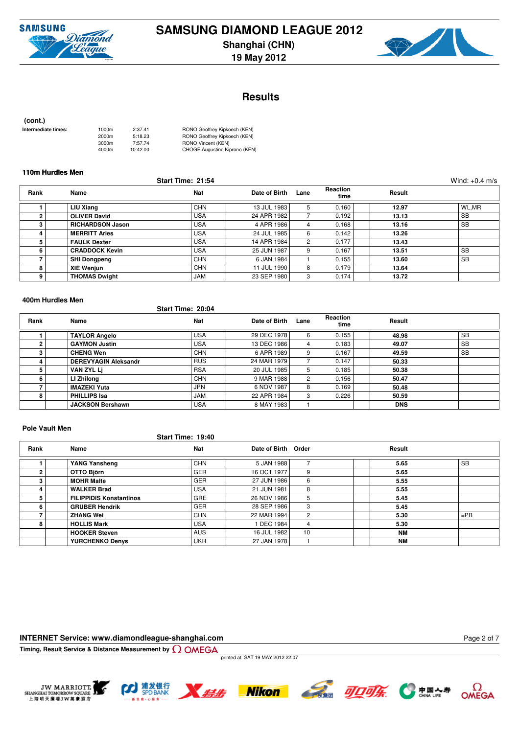# SAMSUNG DIAMOND LEAGUE 2012

## Shanghai (CHN)

## 19 May 2012

# Results

**(cont.)**

**Intermediate times:**

| | | |
|---|---|---|
| 1000m | 2:37.41 | RONO Geoffrey Kipkoech (KEN) |
| 2000m | 5:18.23 | RONO Geoffrey Kipkoech (KEN) |
| 3000m | 7:57.74 | RONO Vincent (KEN) |
| 4000m | 10:42.00 | CHOGE Augustine Kiprono (KEN) |

### 110m Hurdles Men

Start Time: 21:54 — Wind: +0.4 m/s

| Rank | Name | Nat | Date of Birth | Lane | Reaction time | Result | |
|---|---|---|---|---|---|---|---|
| 1 | **LIU Xiang** | CHN | 13 JUL 1983 | 5 | 0.160 | **12.97** | WL,MR |
| 2 | **OLIVER David** | USA | 24 APR 1982 | 7 | 0.192 | **13.13** | SB |
| 3 | **RICHARDSON Jason** | USA | 4 APR 1986 | 4 | 0.168 | **13.16** | SB |
| 4 | **MERRITT Aries** | USA | 24 JUL 1985 | 6 | 0.142 | **13.26** | |
| 5 | **FAULK Dexter** | USA | 14 APR 1984 | 2 | 0.177 | **13.43** | |
| 6 | **CRADDOCK Kevin** | USA | 25 JUN 1987 | 9 | 0.167 | **13.51** | SB |
| 7 | **SHI Dongpeng** | CHN | 6 JAN 1984 | 1 | 0.155 | **13.60** | SB |
| 8 | **XIE Wenjun** | CHN | 11 JUL 1990 | 8 | 0.179 | **13.64** | |
| 9 | **THOMAS Dwight** | JAM | 23 SEP 1980 | 3 | 0.174 | **13.72** | |

### 400m Hurdles Men

Start Time: 20:04

| Rank | Name | Nat | Date of Birth | Lane | Reaction time | Result | |
|---|---|---|---|---|---|---|---|
| 1 | **TAYLOR Angelo** | USA | 29 DEC 1978 | 6 | 0.155 | **48.98** | SB |
| 2 | **GAYMON Justin** | USA | 13 DEC 1986 | 4 | 0.183 | **49.07** | SB |
| 3 | **CHENG Wen** | CHN | 6 APR 1989 | 9 | 0.167 | **49.59** | SB |
| 4 | **DEREVYAGIN Aleksandr** | RUS | 24 MAR 1979 | 7 | 0.147 | **50.33** | |
| 5 | **VAN ZYL Lj** | RSA | 20 JUL 1985 | 5 | 0.185 | **50.38** | |
| 6 | **LI Zhilong** | CHN | 9 MAR 1988 | 2 | 0.156 | **50.47** | |
| 7 | **IMAZEKI Yuta** | JPN | 6 NOV 1987 | 8 | 0.169 | **50.48** | |
| 8 | **PHILLIPS Isa** | JAM | 22 APR 1984 | 3 | 0.226 | **50.59** | |
| | **JACKSON Bershawn** | USA | 8 MAY 1983 | 1 | | **DNS** | |

### Pole Vault Men

Start Time: 19:40

| Rank | Name | Nat | Date of Birth | Order | Result | |
|---|---|---|---|---|---|---|
| 1 | **YANG Yansheng** | CHN | 5 JAN 1988 | 7 | **5.65** | SB |
| 2 | **OTTO Björn** | GER | 16 OCT 1977 | 9 | **5.65** | |
| 3 | **MOHR Malte** | GER | 27 JUN 1986 | 6 | **5.55** | |
| 4 | **WALKER Brad** | USA | 21 JUN 1981 | 8 | **5.55** | |
| 5 | **FILIPPIDIS Konstantinos** | GRE | 26 NOV 1986 | 5 | **5.45** | |
| 6 | **GRUBER Hendrik** | GER | 28 SEP 1986 | 3 | **5.45** | |
| 7 | **ZHANG Wei** | CHN | 22 MAR 1994 | 2 | **5.30** | =PB |
| 8 | **HOLLIS Mark** | USA | 1 DEC 1984 | 4 | **5.30** | |
| | **HOOKER Steven** | AUS | 16 JUL 1982 | 10 | **NM** | |
| | **YURCHENKO Denys** | UKR | 27 JAN 1978 | 1 | **NM** | |

**INTERNET Service: www.diamondleague-shanghai.com**

**Timing, Result Service & Distance Measurement by OMEGA**

printed at SAT 19 MAY 2012 22:07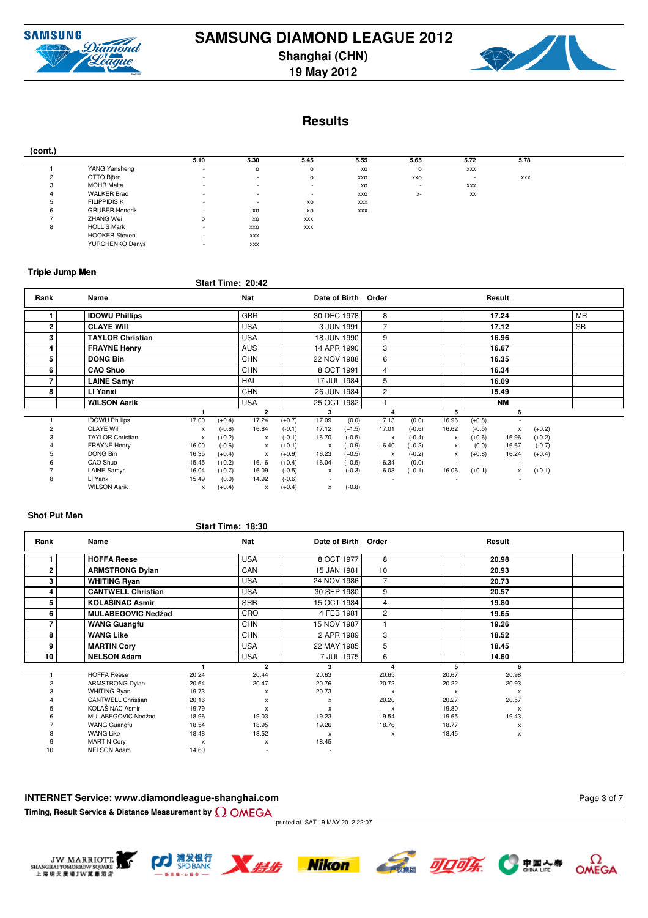# SAMSUNG DIAMOND LEAGUE 2012

**Shanghai (CHN)**
**19 May 2012**

## Results

**(cont.)**

| | | 5.10 | 5.30 | 5.45 | 5.55 | 5.65 | 5.72 | 5.78 |
|---|---|---|---|---|---|---|---|---|
| 1 | YANG Yansheng | - | o | o | xo | o | xxx | |
| 2 | OTTO Björn | - | - | o | xxo | xxo | - | xxx |
| 3 | MOHR Malte | - | - | - | xo | - | xxx | |
| 4 | WALKER Brad | - | - | - | xxo | x- | xx | |
| 5 | FILIPPIDIS K | - | - | xo | xxx | | | |
| 6 | GRUBER Hendrik | - | xo | xo | xxx | | | |
| 7 | ZHANG Wei | o | xo | xxx | | | | |
| 8 | HOLLIS Mark | - | xxo | xxx | | | | |
| | HOOKER Steven | - | xxx | | | | | |
| | YURCHENKO Denys | - | xxx | | | | | |

### Triple Jump Men

Start Time: 20:42

| Rank | Name | Nat | Date of Birth | Order | Result | |
|---|---|---|---|---|---|---|
| 1 | **IDOWU Phillips** | GBR | 30 DEC 1978 | 8 | **17.24** | MR |
| 2 | **CLAYE Will** | USA | 3 JUN 1991 | 7 | **17.12** | SB |
| 3 | **TAYLOR Christian** | USA | 18 JUN 1990 | 9 | **16.96** | |
| 4 | **FRAYNE Henry** | AUS | 14 APR 1990 | 3 | **16.67** | |
| 5 | **DONG Bin** | CHN | 22 NOV 1988 | 6 | **16.35** | |
| 6 | **CAO Shuo** | CHN | 8 OCT 1991 | 4 | **16.34** | |
| 7 | **LAINE Samyr** | HAI | 17 JUL 1984 | 5 | **16.09** | |
| 8 | **LI Yanxi** | CHN | 26 JUN 1984 | 2 | **15.49** | |
| | **WILSON Aarik** | USA | 25 OCT 1982 | 1 | **NM** | |

| | | 1 | | 2 | | 3 | | 4 | | 5 | | 6 | |
|---|---|---|---|---|---|---|---|---|---|---|---|---|---|
| 1 | IDOWU Phillips | 17.00 | (+0.4) | 17.24 | (+0.7) | 17.09 | (0.0) | 17.13 | (0.0) | 16.96 | (+0.8) | - | |
| 2 | CLAYE Will | x | (-0.6) | 16.84 | (-0.1) | 17.12 | (+1.5) | 17.01 | (-0.6) | 16.62 | (-0.5) | x | (+0.2) |
| 3 | TAYLOR Christian | x | (+0.2) | x | (-0.1) | 16.70 | (-0.5) | x | (-0.4) | x | (+0.6) | 16.96 | (+0.2) |
| 4 | FRAYNE Henry | 16.00 | (-0.6) | x | (+0.1) | x | (+0.9) | 16.40 | (+0.2) | x | (0.0) | 16.67 | (-0.7) |
| 5 | DONG Bin | 16.35 | (+0.4) | x | (+0.9) | 16.23 | (+0.5) | x | (-0.2) | x | (+0.8) | 16.24 | (+0.4) |
| 6 | CAO Shuo | 15.45 | (+0.2) | 16.16 | (+0.4) | 16.04 | (+0.5) | 16.34 | (0.0) | - | | - | |
| 7 | LAINE Samyr | 16.04 | (+0.7) | 16.09 | (-0.5) | x | (-0.3) | 16.03 | (+0.1) | 16.06 | (+0.1) | x | (+0.1) |
| 8 | LI Yanxi | 15.49 | (0.0) | 14.92 | (-0.6) | - | | - | | - | | - | |
| | WILSON Aarik | x | (+0.4) | x | (+0.4) | x | (-0.8) | | | | | | |

### Shot Put Men

Start Time: 18:30

| Rank | Name | Nat | Date of Birth | Order | Result |
|---|---|---|---|---|---|
| 1 | **HOFFA Reese** | USA | 8 OCT 1977 | 8 | **20.98** |
| 2 | **ARMSTRONG Dylan** | CAN | 15 JAN 1981 | 10 | **20.93** |
| 3 | **WHITING Ryan** | USA | 24 NOV 1986 | 7 | **20.73** |
| 4 | **CANTWELL Christian** | USA | 30 SEP 1980 | 9 | **20.57** |
| 5 | **KOLAŠINAC Asmir** | SRB | 15 OCT 1984 | 4 | **19.80** |
| 6 | **MULABEGOVIC Nedžad** | CRO | 4 FEB 1981 | 2 | **19.65** |
| 7 | **WANG Guangfu** | CHN | 15 NOV 1987 | 1 | **19.26** |
| 8 | **WANG Like** | CHN | 2 APR 1989 | 3 | **18.52** |
| 9 | **MARTIN Cory** | USA | 22 MAY 1985 | 5 | **18.45** |
| 10 | **NELSON Adam** | USA | 7 JUL 1975 | 6 | **14.60** |

| | | 1 | 2 | 3 | 4 | 5 | 6 |
|---|---|---|---|---|---|---|---|
| 1 | HOFFA Reese | 20.24 | 20.44 | 20.63 | 20.65 | 20.67 | 20.98 |
| 2 | ARMSTRONG Dylan | 20.64 | 20.47 | 20.76 | 20.72 | 20.22 | 20.93 |
| 3 | WHITING Ryan | 19.73 | x | 20.73 | x | x | x |
| 4 | CANTWELL Christian | 20.16 | x | x | 20.20 | 20.27 | 20.57 |
| 5 | KOLAŠINAC Asmir | 19.79 | x | x | x | 19.80 | x |
| 6 | MULABEGOVIC Nedžad | 18.96 | 19.03 | 19.23 | 19.54 | 19.65 | 19.43 |
| 7 | WANG Guangfu | 18.54 | 18.95 | 19.26 | 18.76 | 18.77 | x |
| 8 | WANG Like | 18.48 | 18.52 | x | x | 18.45 | x |
| 9 | MARTIN Cory | x | x | 18.45 | | | |
| 10 | NELSON Adam | 14.60 | - | - | | | |

**INTERNET Service: www.diamondleague-shanghai.com**

**Timing, Result Service & Distance Measurement by OMEGA**

printed at SAT 19 MAY 2012 22:07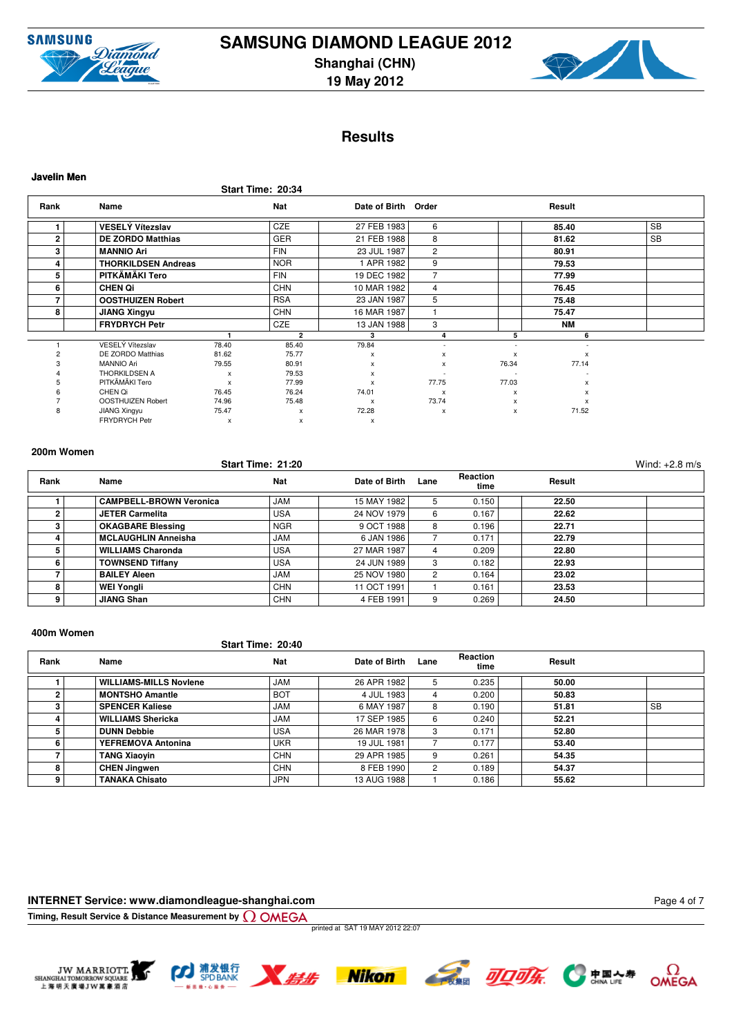# SAMSUNG DIAMOND LEAGUE 2012

**Shanghai (CHN)**

**19 May 2012**

## Results

### Javelin Men

**Start Time: 20:34**

| Rank | Name | Nat | Date of Birth | Order | Result | |
|---|---|---|---|---|---|---|
| 1 | VESELÝ Vítezslav | CZE | 27 FEB 1983 | 6 | 85.40 | SB |
| 2 | DE ZORDO Matthias | GER | 21 FEB 1988 | 8 | 81.62 | SB |
| 3 | MANNIO Ari | FIN | 23 JUL 1987 | 2 | 80.91 | |
| 4 | THORKILDSEN Andreas | NOR | 1 APR 1982 | 9 | 79.53 | |
| 5 | PITKÄMÄKI Tero | FIN | 19 DEC 1982 | 7 | 77.99 | |
| 6 | CHEN Qi | CHN | 10 MAR 1982 | 4 | 76.45 | |
| 7 | OOSTHUIZEN Robert | RSA | 23 JAN 1987 | 5 | 75.48 | |
| 8 | JIANG Xingyu | CHN | 16 MAR 1987 | 1 | 75.47 | |
| | FRYDRYCH Petr | CZE | 13 JAN 1988 | 3 | NM | |

| | | 1 | 2 | 3 | 4 | 5 | 6 |
|---|---|---|---|---|---|---|---|
| 1 | VESELÝ Vítezslav | 78.40 | 85.40 | 79.84 | - | - | - |
| 2 | DE ZORDO Matthias | 81.62 | 75.77 | x | x | x | x |
| 3 | MANNIO Ari | 79.55 | 80.91 | x | x | 76.34 | 77.14 |
| 4 | THORKILDSEN A | x | 79.53 | x | - | - | - |
| 5 | PITKÄMÄKI Tero | x | 77.99 | x | 77.75 | 77.03 | x |
| 6 | CHEN Qi | 76.45 | 76.24 | 74.01 | x | x | x |
| 7 | OOSTHUIZEN Robert | 74.96 | 75.48 | x | 73.74 | x | x |
| 8 | JIANG Xingyu | 75.47 | x | 72.28 | x | x | 71.52 |
| | FRYDRYCH Petr | x | x | x | | | |

### 200m Women

**Start Time: 21:20** Wind: +2.8 m/s

| Rank | Name | Nat | Date of Birth | Lane | Reaction time | Result | |
|---|---|---|---|---|---|---|---|
| 1 | CAMPBELL-BROWN Veronica | JAM | 15 MAY 1982 | 5 | 0.150 | 22.50 | |
| 2 | JETER Carmelita | USA | 24 NOV 1979 | 6 | 0.167 | 22.62 | |
| 3 | OKAGBARE Blessing | NGR | 9 OCT 1988 | 8 | 0.196 | 22.71 | |
| 4 | MCLAUGHLIN Anneisha | JAM | 6 JAN 1986 | 7 | 0.171 | 22.79 | |
| 5 | WILLIAMS Charonda | USA | 27 MAR 1987 | 4 | 0.209 | 22.80 | |
| 6 | TOWNSEND Tiffany | USA | 24 JUN 1989 | 3 | 0.182 | 22.93 | |
| 7 | BAILEY Aleen | JAM | 25 NOV 1980 | 2 | 0.164 | 23.02 | |
| 8 | WEI Yongli | CHN | 11 OCT 1991 | 1 | 0.161 | 23.53 | |
| 9 | JIANG Shan | CHN | 4 FEB 1991 | 9 | 0.269 | 24.50 | |

### 400m Women

**Start Time: 20:40**

| Rank | Name | Nat | Date of Birth | Lane | Reaction time | Result | |
|---|---|---|---|---|---|---|---|
| 1 | WILLIAMS-MILLS Novlene | JAM | 26 APR 1982 | 5 | 0.235 | 50.00 | |
| 2 | MONTSHO Amantle | BOT | 4 JUL 1983 | 4 | 0.200 | 50.83 | |
| 3 | SPENCER Kaliese | JAM | 6 MAY 1987 | 8 | 0.190 | 51.81 | SB |
| 4 | WILLIAMS Shericka | JAM | 17 SEP 1985 | 6 | 0.240 | 52.21 | |
| 5 | DUNN Debbie | USA | 26 MAR 1978 | 3 | 0.171 | 52.80 | |
| 6 | YEFREMOVA Antonina | UKR | 19 JUL 1981 | 7 | 0.177 | 53.40 | |
| 7 | TANG Xiaoyin | CHN | 29 APR 1985 | 9 | 0.261 | 54.35 | |
| 8 | CHEN Jingwen | CHN | 8 FEB 1990 | 2 | 0.189 | 54.37 | |
| 9 | TANAKA Chisato | JPN | 13 AUG 1988 | 1 | 0.186 | 55.62 | |

**INTERNET Service: www.diamondleague-shanghai.com**

**Timing, Result Service & Distance Measurement by OMEGA**

printed at SAT 19 MAY 2012 22:07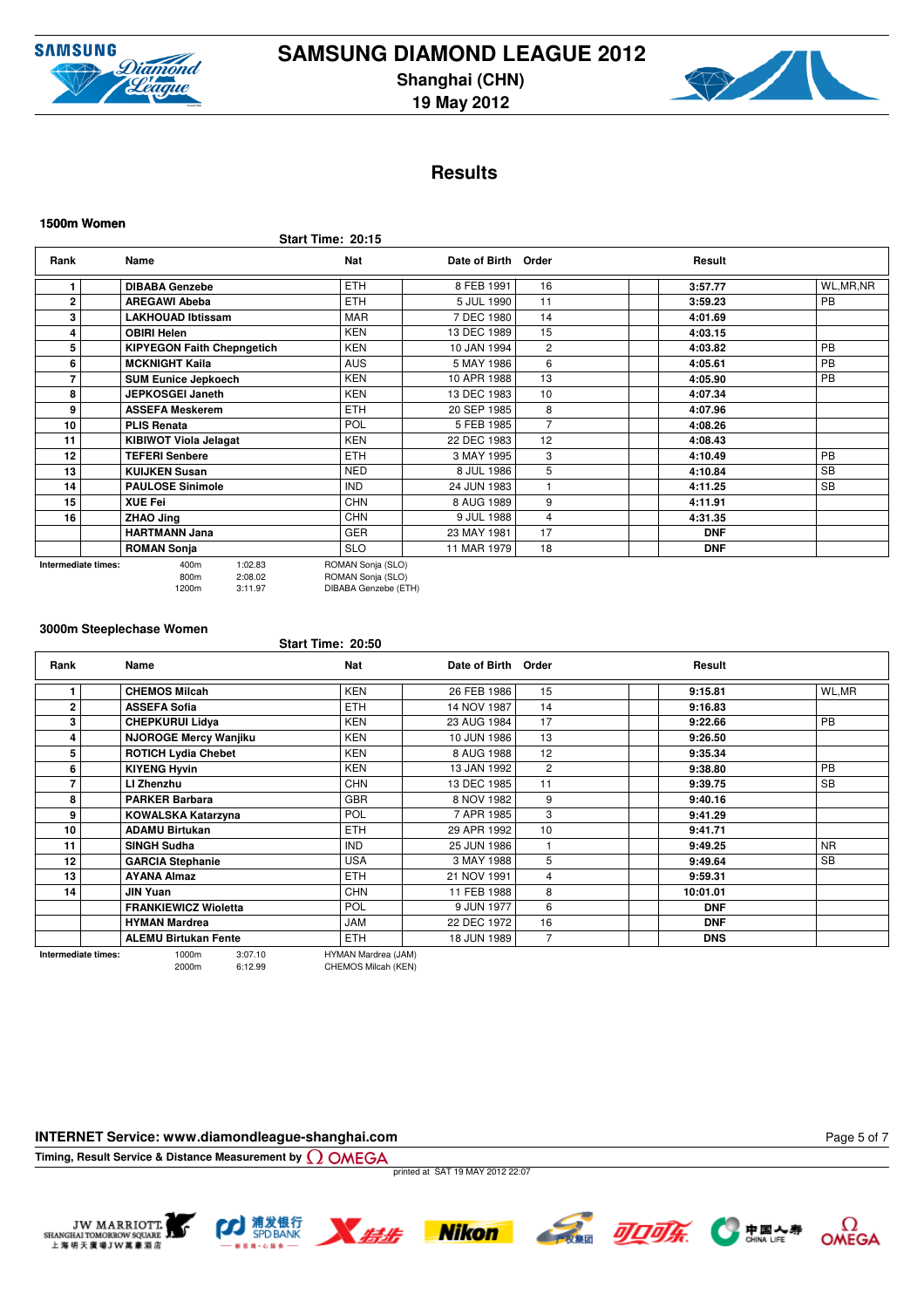# SAMSUNG DIAMOND LEAGUE 2012

**Shanghai (CHN)**

**19 May 2012**

## Results

### 1500m Women

Start Time: 20:15

| Rank | Name | Nat | Date of Birth | Order | Result | |
|---|---|---|---|---|---|---|
| 1 | DIBABA Genzebe | ETH | 8 FEB 1991 | 16 | 3:57.77 | WL,MR,NR |
| 2 | AREGAWI Abeba | ETH | 5 JUL 1990 | 11 | 3:59.23 | PB |
| 3 | LAKHOUAD Ibtissam | MAR | 7 DEC 1980 | 14 | 4:01.69 | |
| 4 | OBIRI Helen | KEN | 13 DEC 1989 | 15 | 4:03.15 | |
| 5 | KIPYEGON Faith Chepngetich | KEN | 10 JAN 1994 | 2 | 4:03.82 | PB |
| 6 | MCKNIGHT Kaila | AUS | 5 MAY 1986 | 6 | 4:05.61 | PB |
| 7 | SUM Eunice Jepkoech | KEN | 10 APR 1988 | 13 | 4:05.90 | PB |
| 8 | JEPKOSGEI Janeth | KEN | 13 DEC 1983 | 10 | 4:07.34 | |
| 9 | ASSEFA Meskerem | ETH | 20 SEP 1985 | 8 | 4:07.96 | |
| 10 | PLIS Renata | POL | 5 FEB 1985 | 7 | 4:08.26 | |
| 11 | KIBIWOT Viola Jelagat | KEN | 22 DEC 1983 | 12 | 4:08.43 | |
| 12 | TEFERI Senbere | ETH | 3 MAY 1995 | 3 | 4:10.49 | PB |
| 13 | KUIJKEN Susan | NED | 8 JUL 1986 | 5 | 4:10.84 | SB |
| 14 | PAULOSE Sinimole | IND | 24 JUN 1983 | 1 | 4:11.25 | SB |
| 15 | XUE Fei | CHN | 8 AUG 1989 | 9 | 4:11.91 | |
| 16 | ZHAO Jing | CHN | 9 JUL 1988 | 4 | 4:31.35 | |
| | HARTMANN Jana | GER | 23 MAY 1981 | 17 | DNF | |
| | ROMAN Sonja | SLO | 11 MAR 1979 | 18 | DNF | |

**Intermediate times:**

| Distance | Time | Leader |
|---|---|---|
| 400m | 1:02.83 | ROMAN Sonja (SLO) |
| 800m | 2:08.02 | ROMAN Sonja (SLO) |
| 1200m | 3:11.97 | DIBABA Genzebe (ETH) |

### 3000m Steeplechase Women

Start Time: 20:50

| Rank | Name | Nat | Date of Birth | Order | Result | |
|---|---|---|---|---|---|---|
| 1 | CHEMOS Milcah | KEN | 26 FEB 1986 | 15 | 9:15.81 | WL,MR |
| 2 | ASSEFA Sofia | ETH | 14 NOV 1987 | 14 | 9:16.83 | |
| 3 | CHEPKURUI Lidya | KEN | 23 AUG 1984 | 17 | 9:22.66 | PB |
| 4 | NJOROGE Mercy Wanjiku | KEN | 10 JUN 1986 | 13 | 9:26.50 | |
| 5 | ROTICH Lydia Chebet | KEN | 8 AUG 1988 | 12 | 9:35.34 | |
| 6 | KIYENG Hyvin | KEN | 13 JAN 1992 | 2 | 9:38.80 | PB |
| 7 | LI Zhenzhu | CHN | 13 DEC 1985 | 11 | 9:39.75 | SB |
| 8 | PARKER Barbara | GBR | 8 NOV 1982 | 9 | 9:40.16 | |
| 9 | KOWALSKA Katarzyna | POL | 7 APR 1985 | 3 | 9:41.29 | |
| 10 | ADAMU Birtukan | ETH | 29 APR 1992 | 10 | 9:41.71 | |
| 11 | SINGH Sudha | IND | 25 JUN 1986 | 1 | 9:49.25 | NR |
| 12 | GARCIA Stephanie | USA | 3 MAY 1988 | 5 | 9:49.64 | SB |
| 13 | AYANA Almaz | ETH | 21 NOV 1991 | 4 | 9:59.31 | |
| 14 | JIN Yuan | CHN | 11 FEB 1988 | 8 | 10:01.01 | |
| | FRANKIEWICZ Wioletta | POL | 9 JUN 1977 | 6 | DNF | |
| | HYMAN Mardrea | JAM | 22 DEC 1972 | 16 | DNF | |
| | ALEMU Birtukan Fente | ETH | 18 JUN 1989 | 7 | DNS | |

**Intermediate times:**

| Distance | Time | Leader |
|---|---|---|
| 1000m | 3:07.10 | HYMAN Mardrea (JAM) |
| 2000m | 6:12.99 | CHEMOS Milcah (KEN) |

**INTERNET Service: www.diamondleague-shanghai.com**

**Timing, Result Service & Distance Measurement by OMEGA**

printed at SAT 19 MAY 2012 22:07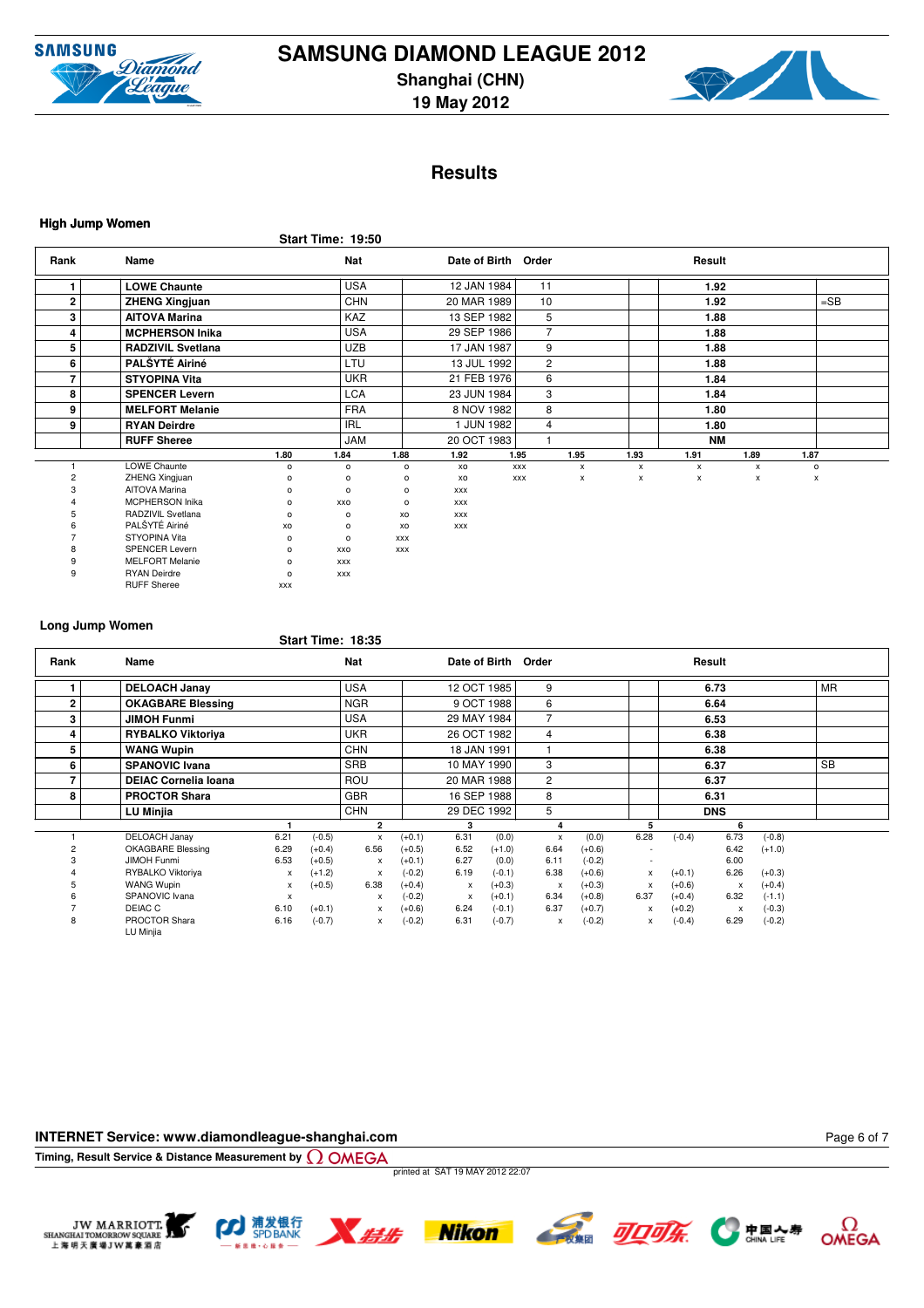# SAMSUNG DIAMOND LEAGUE 2012

**Shanghai (CHN)**
**19 May 2012**

## Results

### High Jump Women

**Start Time: 19:50**

| Rank | Name | Nat | Date of Birth | Order | Result | |
|---|---|---|---|---|---|---|
| 1 | **LOWE Chaunte** | USA | 12 JAN 1984 | 11 | **1.92** | |
| 2 | **ZHENG Xingjuan** | CHN | 20 MAR 1989 | 10 | **1.92** | =SB |
| 3 | **AITOVA Marina** | KAZ | 13 SEP 1982 | 5 | **1.88** | |
| 4 | **MCPHERSON Inika** | USA | 29 SEP 1986 | 7 | **1.88** | |
| 5 | **RADZIVIL Svetlana** | UZB | 17 JAN 1987 | 9 | **1.88** | |
| 6 | **PALŠYTĖ Airinė** | LTU | 13 JUL 1992 | 2 | **1.88** | |
| 7 | **STYOPINA Vita** | UKR | 21 FEB 1976 | 6 | **1.84** | |
| 8 | **SPENCER Levern** | LCA | 23 JUN 1984 | 3 | **1.84** | |
| 9 | **MELFORT Melanie** | FRA | 8 NOV 1982 | 8 | **1.80** | |
| 9 | **RYAN Deirdre** | IRL | 1 JUN 1982 | 4 | **1.80** | |
| | **RUFF Sheree** | JAM | 20 OCT 1983 | 1 | **NM** | |

| | | 1.80 | 1.84 | 1.88 | 1.92 | 1.95 | 1.95 | 1.93 | 1.91 | 1.89 | 1.87 |
|---|---|---|---|---|---|---|---|---|---|---|---|
| 1 | LOWE Chaunte | o | o | o | xo | xxx | x | x | x | x | o |
| 2 | ZHENG Xingjuan | o | o | o | xo | xxx | x | x | x | x | x |
| 3 | AITOVA Marina | o | o | o | xxx | | | | | | |
| 4 | MCPHERSON Inika | o | xxo | o | xxx | | | | | | |
| 5 | RADZIVIL Svetlana | o | o | xo | xxx | | | | | | |
| 6 | PALŠYTĖ Airinė | xo | o | xo | xxx | | | | | | |
| 7 | STYOPINA Vita | o | o | xxx | | | | | | | |
| 8 | SPENCER Levern | o | xxo | xxx | | | | | | | |
| 9 | MELFORT Melanie | o | xxx | | | | | | | | |
| 9 | RYAN Deirdre | o | xxx | | | | | | | | |
| | RUFF Sheree | xxx | | | | | | | | | |

### Long Jump Women

**Start Time: 18:35**

| Rank | Name | Nat | Date of Birth | Order | Result | |
|---|---|---|---|---|---|---|
| 1 | **DELOACH Janay** | USA | 12 OCT 1985 | 9 | **6.73** | MR |
| 2 | **OKAGBARE Blessing** | NGR | 9 OCT 1988 | 6 | **6.64** | |
| 3 | **JIMOH Funmi** | USA | 29 MAY 1984 | 7 | **6.53** | |
| 4 | **RYBALKO Viktoriya** | UKR | 26 OCT 1982 | 4 | **6.38** | |
| 5 | **WANG Wupin** | CHN | 18 JAN 1991 | 1 | **6.38** | |
| 6 | **SPANOVIC Ivana** | SRB | 10 MAY 1990 | 3 | **6.37** | SB |
| 7 | **DEIAC Cornelia Ioana** | ROU | 20 MAR 1988 | 2 | **6.37** | |
| 8 | **PROCTOR Shara** | GBR | 16 SEP 1988 | 8 | **6.31** | |
| | **LU Minjia** | CHN | 29 DEC 1992 | 5 | **DNS** | |

| | | 1 | | 2 | | 3 | | 4 | | 5 | | 6 | |
|---|---|---|---|---|---|---|---|---|---|---|---|---|---|
| 1 | DELOACH Janay | 6.21 | (-0.5) | x | (+0.1) | 6.31 | (0.0) | x | (0.0) | 6.28 | (-0.4) | 6.73 | (-0.8) |
| 2 | OKAGBARE Blessing | 6.29 | (+0.4) | 6.56 | (+0.5) | 6.52 | (+1.0) | 6.64 | (+0.6) | - | | 6.42 | (+1.0) |
| 3 | JIMOH Funmi | 6.53 | (+0.5) | x | (+0.1) | 6.27 | (0.0) | 6.11 | (-0.2) | - | | 6.00 | |
| 4 | RYBALKO Viktoriya | x | (+1.2) | x | (-0.2) | 6.19 | (-0.1) | 6.38 | (+0.6) | x | (+0.1) | 6.26 | (+0.3) |
| 5 | WANG Wupin | x | (+0.5) | 6.38 | (+0.4) | x | (+0.3) | x | (+0.3) | x | (+0.6) | x | (+0.4) |
| 6 | SPANOVIC Ivana | x | | x | (-0.2) | x | (+0.1) | 6.34 | (+0.8) | 6.37 | (+0.4) | 6.32 | (-1.1) |
| 7 | DEIAC C | 6.10 | (+0.1) | x | (+0.6) | 6.24 | (-0.1) | 6.37 | (+0.7) | x | (+0.2) | x | (-0.3) |
| 8 | PROCTOR Shara | 6.16 | (-0.7) | x | (-0.2) | 6.31 | (-0.7) | x | (-0.2) | x | (-0.4) | 6.29 | (-0.2) |
| | LU Minjia | | | | | | | | | | | | |

**INTERNET Service: www.diamondleague-shanghai.com**

**Timing, Result Service & Distance Measurement by OMEGA**

printed at SAT 19 MAY 2012 22:07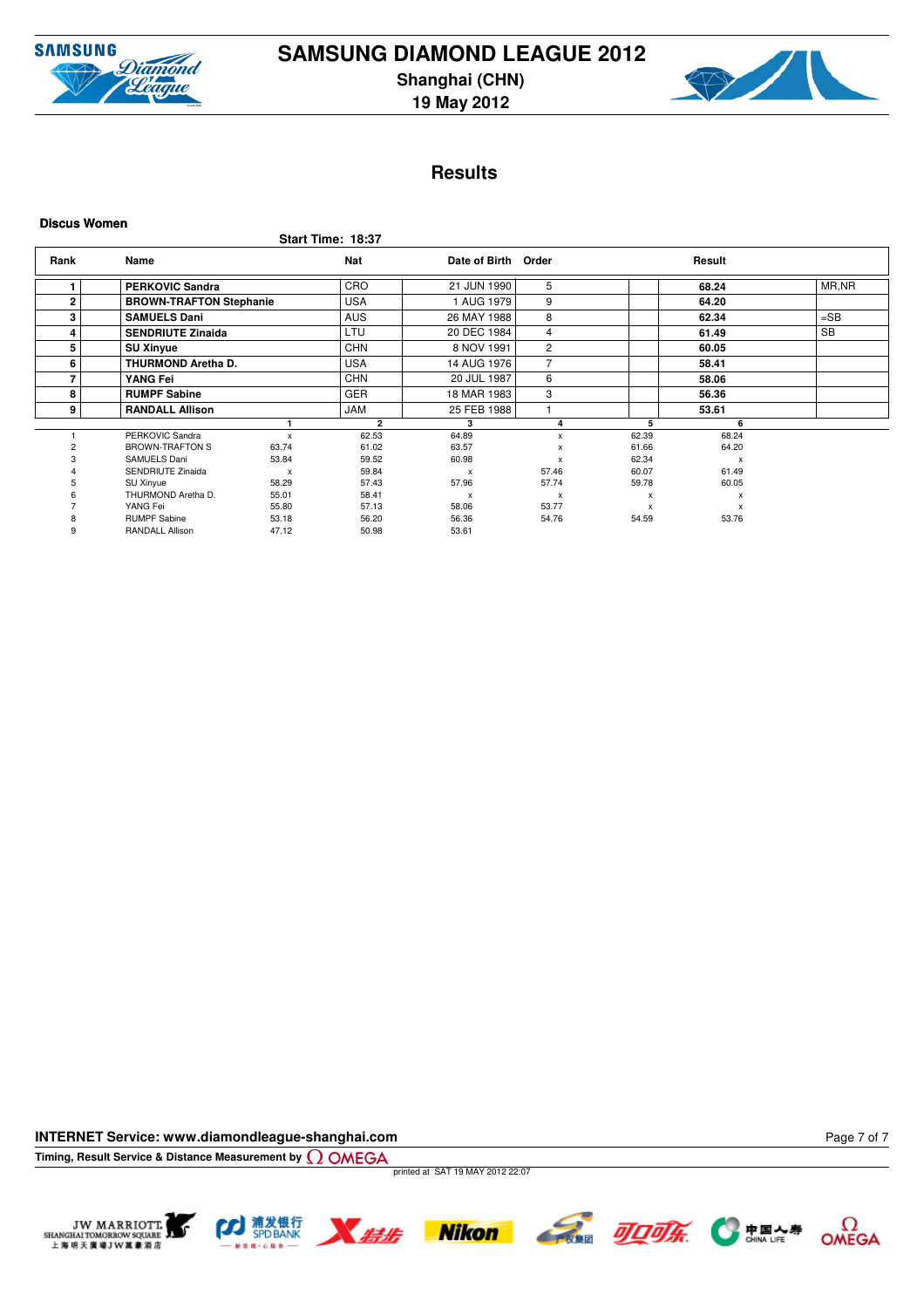# SAMSUNG DIAMOND LEAGUE 2012

**Shanghai (CHN)**

**19 May 2012**

## Results

### Discus Women

**Start Time: 18:37**

| Rank | Name | Nat | Date of Birth | Order | Result | |
|---|---|---|---|---|---|---|
| 1 | PERKOVIC Sandra | CRO | 21 JUN 1990 | 5 | 68.24 | MR,NR |
| 2 | BROWN-TRAFTON Stephanie | USA | 1 AUG 1979 | 9 | 64.20 | |
| 3 | SAMUELS Dani | AUS | 26 MAY 1988 | 8 | 62.34 | =SB |
| 4 | SENDRIUTE Zinaida | LTU | 20 DEC 1984 | 4 | 61.49 | SB |
| 5 | SU Xinyue | CHN | 8 NOV 1991 | 2 | 60.05 | |
| 6 | THURMOND Aretha D. | USA | 14 AUG 1976 | 7 | 58.41 | |
| 7 | YANG Fei | CHN | 20 JUL 1987 | 6 | 58.06 | |
| 8 | RUMPF Sabine | GER | 18 MAR 1983 | 3 | 56.36 | |
| 9 | RANDALL Allison | JAM | 25 FEB 1988 | 1 | 53.61 | |

| | | 1 | 2 | 3 | 4 | 5 | 6 |
|---|---|---|---|---|---|---|---|
| 1 | PERKOVIC Sandra | x | 62.53 | 64.89 | x | 62.39 | 68.24 |
| 2 | BROWN-TRAFTON S | 63.74 | 61.02 | 63.57 | x | 61.66 | 64.20 |
| 3 | SAMUELS Dani | 53.84 | 59.52 | 60.98 | x | 62.34 | x |
| 4 | SENDRIUTE Zinaida | x | 59.84 | x | 57.46 | 60.07 | 61.49 |
| 5 | SU Xinyue | 58.29 | 57.43 | 57.96 | 57.74 | 59.78 | 60.05 |
| 6 | THURMOND Aretha D. | 55.01 | 58.41 | x | x | x | x |
| 7 | YANG Fei | 55.80 | 57.13 | 58.06 | 53.77 | x | x |
| 8 | RUMPF Sabine | 53.18 | 56.20 | 56.36 | 54.76 | 54.59 | 53.76 |
| 9 | RANDALL Allison | 47.12 | 50.98 | 53.61 | | | |

**INTERNET Service: www.diamondleague-shanghai.com**

**Timing, Result Service & Distance Measurement by OMEGA**

printed at SAT 19 MAY 2012 22:07